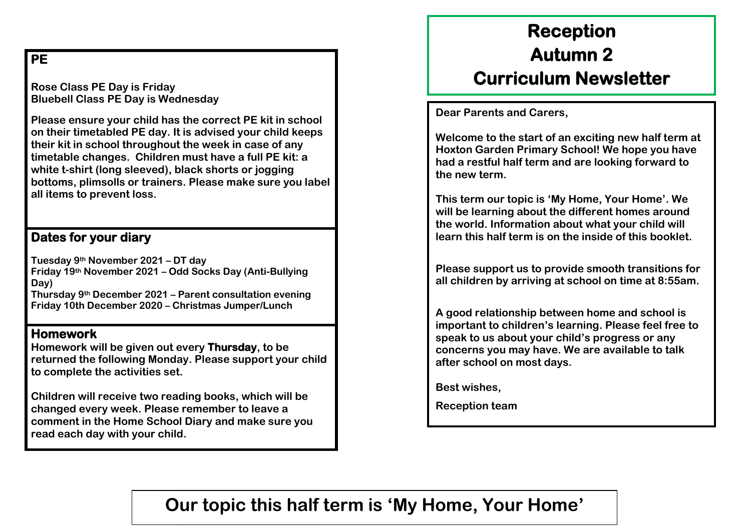# Reception Autumn 2 Curriculum Newsletter

Dear Parents and Carers,

Welcome to the start of an exciting new half term at Hoxton Garden Primary School! We hope you have had a restful half term and are looking forward to the new term.

This term our topic is 'My Home, Your Home'. We will be learning about the different homes around the world. Information about what your child will learn this half term is on the inside of this booklet.

Please support us to provide smooth transitions for all children by arriving at school on time at 8:55am.

A good relationship between home and school is important to children's learning. Please feel free to speak to us about your child's progress or any concerns you may have. We are available to talk after school on most days.

Best wishes,

Reception team

## PE

Rose Class PE Day is Friday
Bluebell Class PE Day is Wednesday

Please ensure your child has the correct PE kit in school on their timetabled PE day. It is advised your child keeps their kit in school throughout the week in case of any timetable changes. Children must have a full PE kit: a white t-shirt (long sleeved), black shorts or jogging bottoms, plimsolls or trainers. Please make sure you label all items to prevent loss.

## Dates for your diary

Tuesday 9th November 2021 – DT day
Friday 19th November 2021 – Odd Socks Day (Anti-Bullying Day)
Thursday 9th December 2021 – Parent consultation evening
Friday 10th December 2020 – Christmas Jumper/Lunch

## Homework

Homework will be given out every **Thursday**, to be returned the following Monday. Please support your child to complete the activities set.

Children will receive two reading books, which will be changed every week. Please remember to leave a comment in the Home School Diary and make sure you read each day with your child.

## Our topic this half term is 'My Home, Your Home'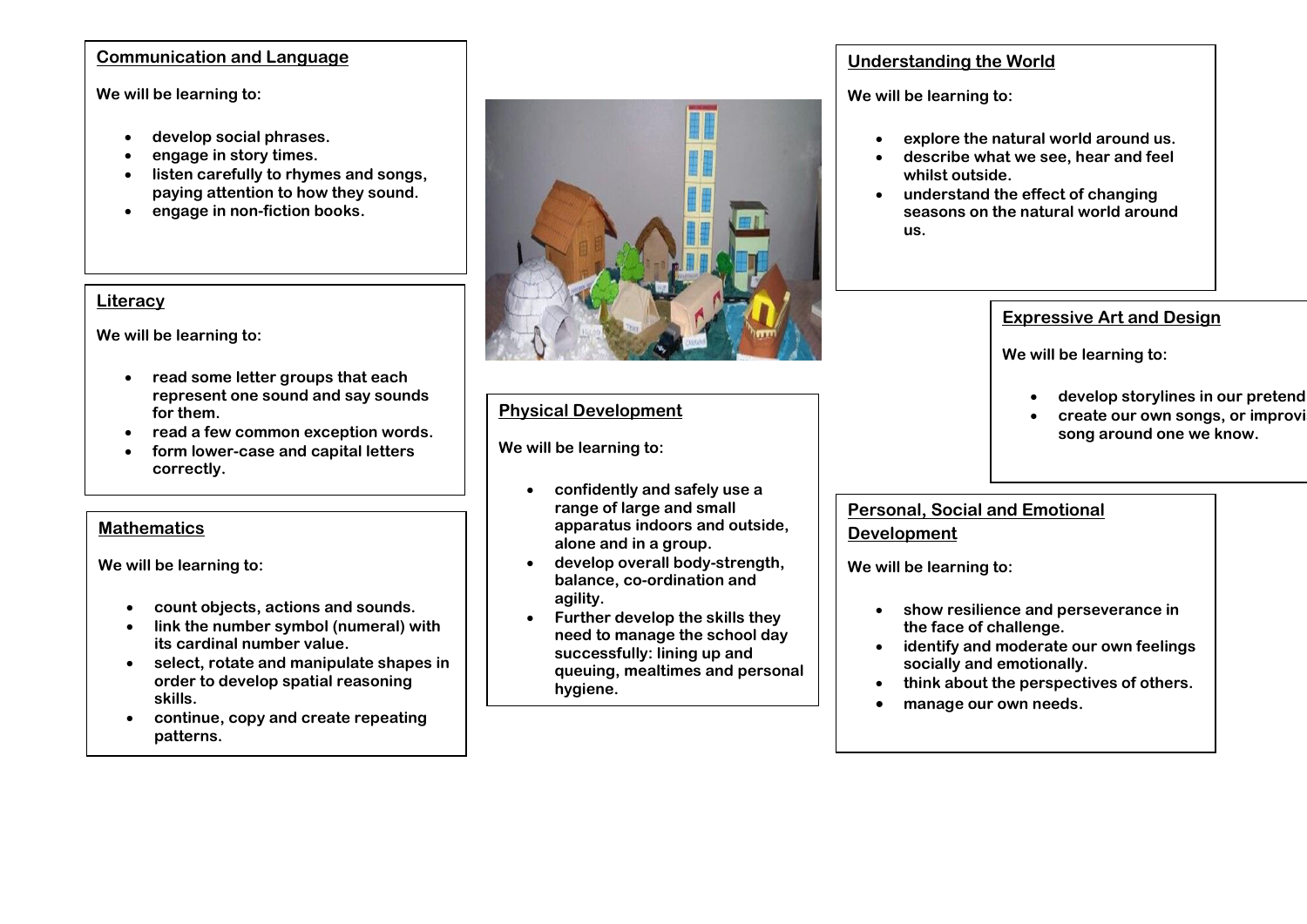## Communication and Language

We will be learning to:

- develop social phrases.
- engage in story times.
- listen carefully to rhymes and songs, paying attention to how they sound.
- engage in non-fiction books.

## Literacy

We will be learning to:

- read some letter groups that each represent one sound and say sounds for them.
- read a few common exception words.
- form lower-case and capital letters correctly.

## Mathematics

We will be learning to:

- count objects, actions and sounds.
- link the number symbol (numeral) with its cardinal number value.
- select, rotate and manipulate shapes in order to develop spatial reasoning skills.
- continue, copy and create repeating patterns.

## Physical Development

We will be learning to:

- confidently and safely use a range of large and small apparatus indoors and outside, alone and in a group.
- develop overall body-strength, balance, co-ordination and agility.
- Further develop the skills they need to manage the school day successfully: lining up and queuing, mealtimes and personal hygiene.

## Understanding the World

We will be learning to:

- explore the natural world around us.
- describe what we see, hear and feel whilst outside.
- understand the effect of changing seasons on the natural world around us.

## Expressive Art and Design

We will be learning to:

- develop storylines in our pretend
- create our own songs, or improvi song around one we know.

## Personal, Social and Emotional Development

We will be learning to:

- show resilience and perseverance in the face of challenge.
- identify and moderate our own feelings socially and emotionally.
- think about the perspectives of others.
- manage our own needs.